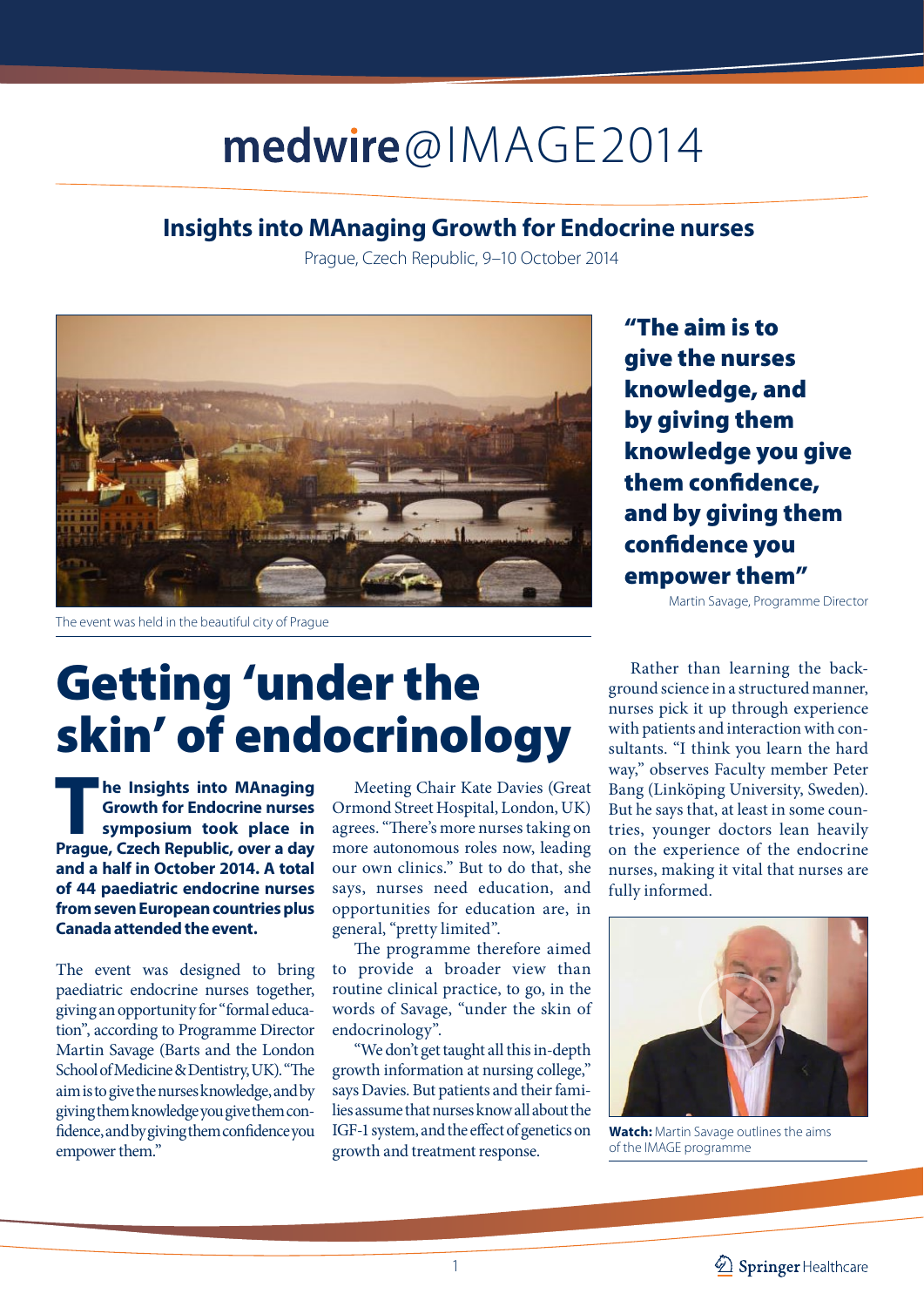# medwire@IMAGE2014

## Insights into MAnaging Growth for Endocrine nurses

Prague, Czech Republic, 9–10 October 2014

The event was held in the beautiful city of Prague

**"The aim is to give the nurses knowledge, and by giving them knowledge you give them confidence, and by giving them confidence you empower them"**

Martin Savage, Programme Director

# Getting 'under the skin' of endocrinology

**The Insights into MAnaging Growth for Endocrine nurses symposium took place in Prague, Czech Republic, over a day and a half in October 2014. A total of 44 paediatric endocrine nurses from seven European countries plus Canada attended the event.**

The event was designed to bring paediatric endocrine nurses together, giving an opportunity for "formal education", according to Programme Director Martin Savage (Barts and the London School of Medicine & Dentistry, UK). "The aim is to give the nurses knowledge, and by giving them knowledge you give them confidence, and by giving them confidence you empower them."

Meeting Chair Kate Davies (Great Ormond Street Hospital, London, UK) agrees. "There's more nurses taking on more autonomous roles now, leading our own clinics." But to do that, she says, nurses need education, and opportunities for education are, in general, "pretty limited".

The programme therefore aimed to provide a broader view than routine clinical practice, to go, in the words of Savage, "under the skin of endocrinology".

"We don't get taught all this in-depth growth information at nursing college," says Davies. But patients and their families assume that nurses know all about the IGF-1 system, and the effect of genetics on growth and treatment response.

Rather than learning the background science in a structured manner, nurses pick it up through experience with patients and interaction with consultants. "I think you learn the hard way," observes Faculty member Peter Bang (Linköping University, Sweden). But he says that, at least in some countries, younger doctors lean heavily on the experience of the endocrine nurses, making it vital that nurses are fully informed.

**Watch:** Martin Savage outlines the aims of the IMAGE programme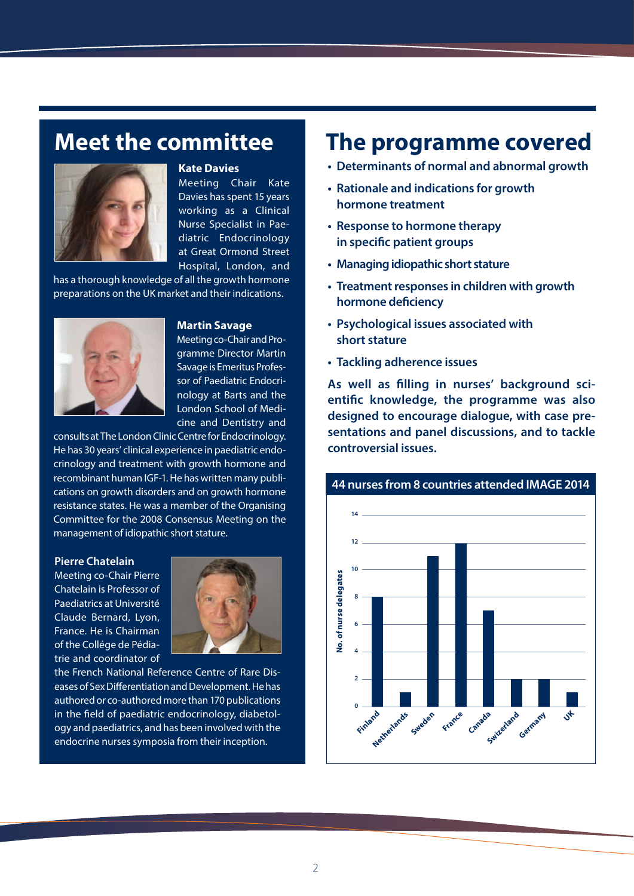## Meet the committee

**Kate Davies**

Meeting Chair Kate Davies has spent 15 years working as a Clinical Nurse Specialist in Paediatric Endocrinology at Great Ormond Street Hospital, London, and has a thorough knowledge of all the growth hormone preparations on the UK market and their indications.

**Martin Savage**

Meeting co-Chair and Programme Director Martin Savage is Emeritus Professor of Paediatric Endocrinology at Barts and the London School of Medicine and Dentistry and consults at The London Clinic Centre for Endocrinology. He has 30 years' clinical experience in paediatric endocrinology and treatment with growth hormone and recombinant human IGF-1. He has written many publications on growth disorders and on growth hormone resistance states. He was a member of the Organising Committee for the 2008 Consensus Meeting on the management of idiopathic short stature.

**Pierre Chatelain**

Meeting co-Chair Pierre Chatelain is Professor of Paediatrics at Université Claude Bernard, Lyon, France. He is Chairman of the Collége de Pédiatrie and coordinator of the French National Reference Centre of Rare Diseases of Sex Differentiation and Development. He has authored or co-authored more than 170 publications in the field of paediatric endocrinology, diabetology and paediatrics, and has been involved with the endocrine nurses symposia from their inception.

## The programme covered

- Determinants of normal and abnormal growth
- Rationale and indications for growth hormone treatment
- Response to hormone therapy in specific patient groups
- Managing idiopathic short stature
- Treatment responses in children with growth hormone deficiency
- Psychological issues associated with short stature
- Tackling adherence issues

**As well as filling in nurses' background scientific knowledge, the programme was also designed to encourage dialogue, with case presentations and panel discussions, and to tackle controversial issues.**

**44 nurses from 8 countries attended IMAGE 2014**

| Country | No. of nurse delegates |
|---|---|
| Finland | 8 |
| Netherlands | 1 |
| Sweden | 11 |
| France | 12 |
| Canada | 7 |
| Switzerland | 2 |
| Germany | 2 |
| UK | 1 |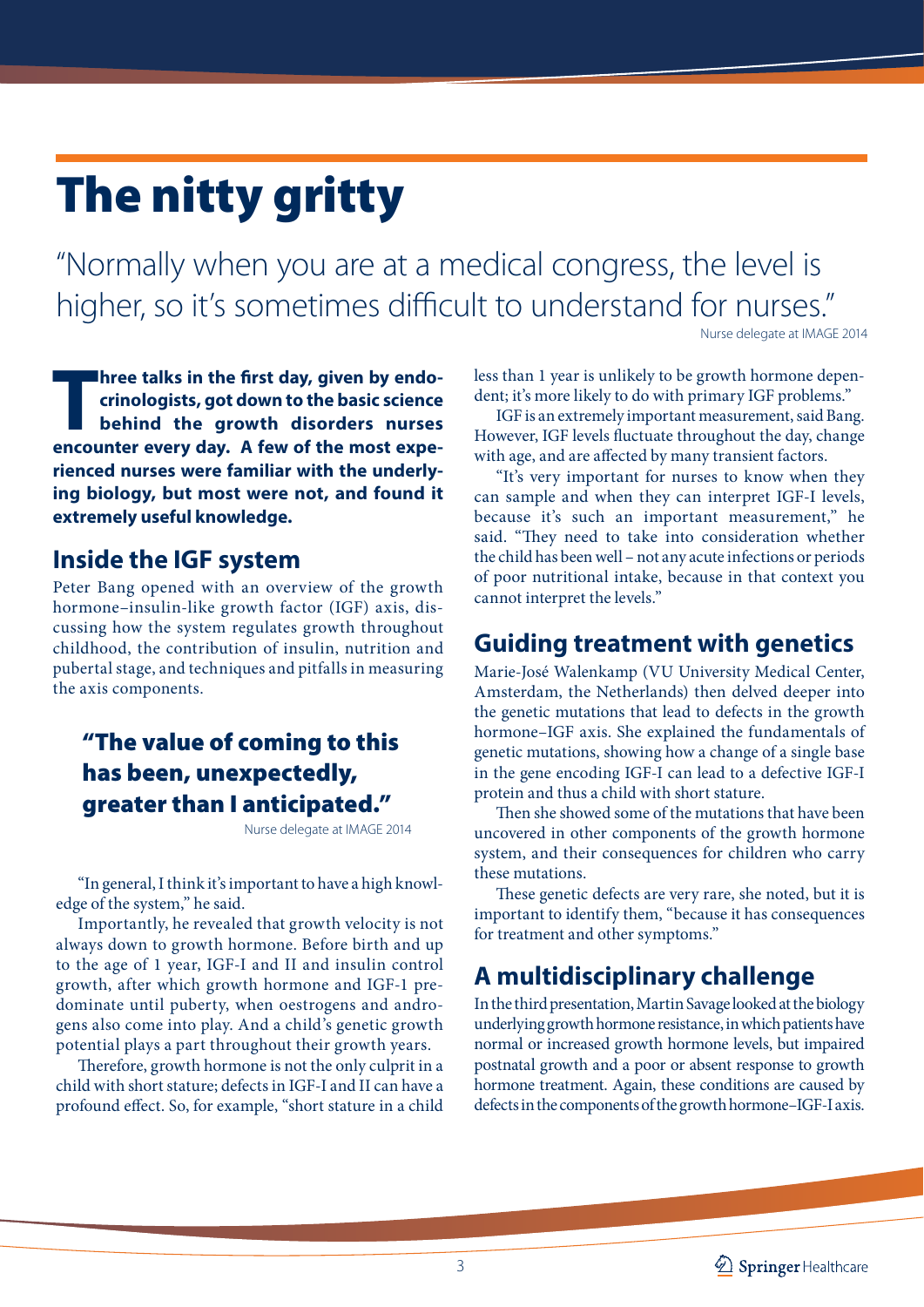# The nitty gritty

"Normally when you are at a medical congress, the level is higher, so it's sometimes difficult to understand for nurses."

Nurse delegate at IMAGE 2014

**Three talks in the first day, given by endocrinologists, got down to the basic science behind the growth disorders nurses encounter every day. A few of the most experienced nurses were familiar with the underlying biology, but most were not, and found it extremely useful knowledge.**

## Inside the IGF system

Peter Bang opened with an overview of the growth hormone–insulin-like growth factor (IGF) axis, discussing how the system regulates growth throughout childhood, the contribution of insulin, nutrition and pubertal stage, and techniques and pitfalls in measuring the axis components.

> **"The value of coming to this has been, unexpectedly, greater than I anticipated."**
>
> Nurse delegate at IMAGE 2014

"In general, I think it's important to have a high knowledge of the system," he said.

Importantly, he revealed that growth velocity is not always down to growth hormone. Before birth and up to the age of 1 year, IGF-I and II and insulin control growth, after which growth hormone and IGF-1 predominate until puberty, when oestrogens and androgens also come into play. And a child's genetic growth potential plays a part throughout their growth years.

Therefore, growth hormone is not the only culprit in a child with short stature; defects in IGF-I and II can have a profound effect. So, for example, "short stature in a child less than 1 year is unlikely to be growth hormone dependent; it's more likely to do with primary IGF problems."

IGF is an extremely important measurement, said Bang. However, IGF levels fluctuate throughout the day, change with age, and are affected by many transient factors.

"It's very important for nurses to know when they can sample and when they can interpret IGF-I levels, because it's such an important measurement," he said. "They need to take into consideration whether the child has been well – not any acute infections or periods of poor nutritional intake, because in that context you cannot interpret the levels."

## Guiding treatment with genetics

Marie-José Walenkamp (VU University Medical Center, Amsterdam, the Netherlands) then delved deeper into the genetic mutations that lead to defects in the growth hormone–IGF axis. She explained the fundamentals of genetic mutations, showing how a change of a single base in the gene encoding IGF-I can lead to a defective IGF-I protein and thus a child with short stature.

Then she showed some of the mutations that have been uncovered in other components of the growth hormone system, and their consequences for children who carry these mutations.

These genetic defects are very rare, she noted, but it is important to identify them, "because it has consequences for treatment and other symptoms."

## A multidisciplinary challenge

In the third presentation, Martin Savage looked at the biology underlying growth hormone resistance, in which patients have normal or increased growth hormone levels, but impaired postnatal growth and a poor or absent response to growth hormone treatment. Again, these conditions are caused by defects in the components of the growth hormone–IGF-I axis.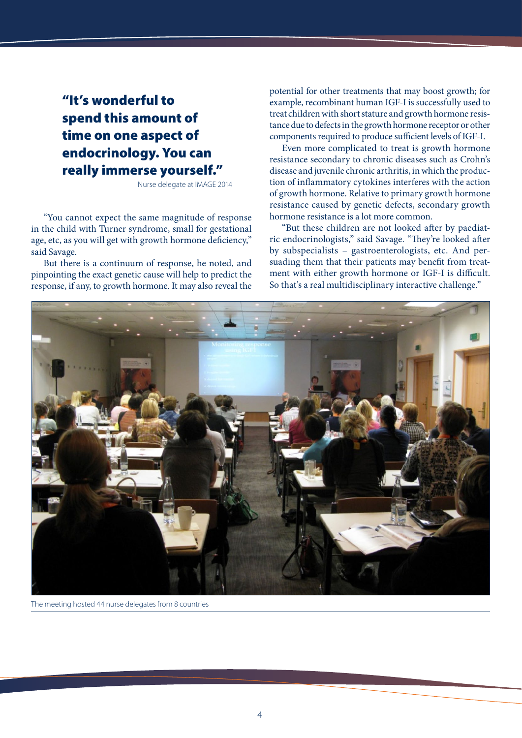> **"It's wonderful to spend this amount of time on one aspect of endocrinology. You can really immerse yourself."**
>
> Nurse delegate at IMAGE 2014

"You cannot expect the same magnitude of response in the child with Turner syndrome, small for gestational age, etc, as you will get with growth hormone deficiency," said Savage.

But there is a continuum of response, he noted, and pinpointing the exact genetic cause will help to predict the response, if any, to growth hormone. It may also reveal the potential for other treatments that may boost growth; for example, recombinant human IGF-I is successfully used to treat children with short stature and growth hormone resistance due to defects in the growth hormone receptor or other components required to produce sufficient levels of IGF-I.

Even more complicated to treat is growth hormone resistance secondary to chronic diseases such as Crohn's disease and juvenile chronic arthritis, in which the production of inflammatory cytokines interferes with the action of growth hormone. Relative to primary growth hormone resistance caused by genetic defects, secondary growth hormone resistance is a lot more common.

"But these children are not looked after by paediatric endocrinologists," said Savage. "They're looked after by subspecialists – gastroenterologists, etc. And persuading them that their patients may benefit from treatment with either growth hormone or IGF-I is difficult. So that's a real multidisciplinary interactive challenge."

The meeting hosted 44 nurse delegates from 8 countries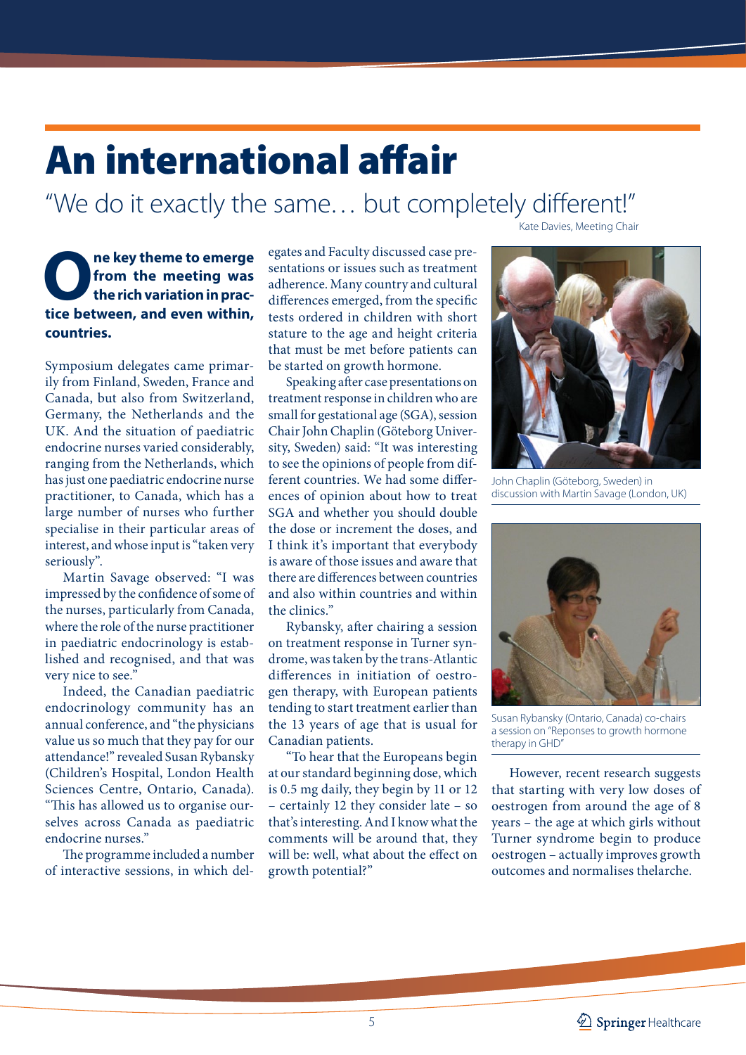# An international affair

"We do it exactly the same… but completely different!"

Kate Davies, Meeting Chair

**One key theme to emerge from the meeting was the rich variation in practice between, and even within, countries.**

Symposium delegates came primarily from Finland, Sweden, France and Canada, but also from Switzerland, Germany, the Netherlands and the UK. And the situation of paediatric endocrine nurses varied considerably, ranging from the Netherlands, which has just one paediatric endocrine nurse practitioner, to Canada, which has a large number of nurses who further specialise in their particular areas of interest, and whose input is "taken very seriously".

Martin Savage observed: "I was impressed by the confidence of some of the nurses, particularly from Canada, where the role of the nurse practitioner in paediatric endocrinology is established and recognised, and that was very nice to see."

Indeed, the Canadian paediatric endocrinology community has an annual conference, and "the physicians value us so much that they pay for our attendance!" revealed Susan Rybansky (Children's Hospital, London Health Sciences Centre, Ontario, Canada). "This has allowed us to organise ourselves across Canada as paediatric endocrine nurses."

The programme included a number of interactive sessions, in which delegates and Faculty discussed case presentations or issues such as treatment adherence. Many country and cultural differences emerged, from the specific tests ordered in children with short stature to the age and height criteria that must be met before patients can be started on growth hormone.

Speaking after case presentations on treatment response in children who are small for gestational age (SGA), session Chair John Chaplin (Göteborg University, Sweden) said: "It was interesting to see the opinions of people from different countries. We had some differences of opinion about how to treat SGA and whether you should double the dose or increment the doses, and I think it's important that everybody is aware of those issues and aware that there are differences between countries and also within countries and within the clinics."

Rybansky, after chairing a session on treatment response in Turner syndrome, was taken by the trans-Atlantic differences in initiation of oestrogen therapy, with European patients tending to start treatment earlier than the 13 years of age that is usual for Canadian patients.

"To hear that the Europeans begin at our standard beginning dose, which is 0.5 mg daily, they begin by 11 or 12 – certainly 12 they consider late – so that's interesting. And I know what the comments will be around that, they will be: well, what about the effect on growth potential?"

John Chaplin (Göteborg, Sweden) in discussion with Martin Savage (London, UK)

Susan Rybansky (Ontario, Canada) co-chairs a session on "Reponses to growth hormone therapy in GHD"

However, recent research suggests that starting with very low doses of oestrogen from around the age of 8 years – the age at which girls without Turner syndrome begin to produce oestrogen – actually improves growth outcomes and normalises thelarche.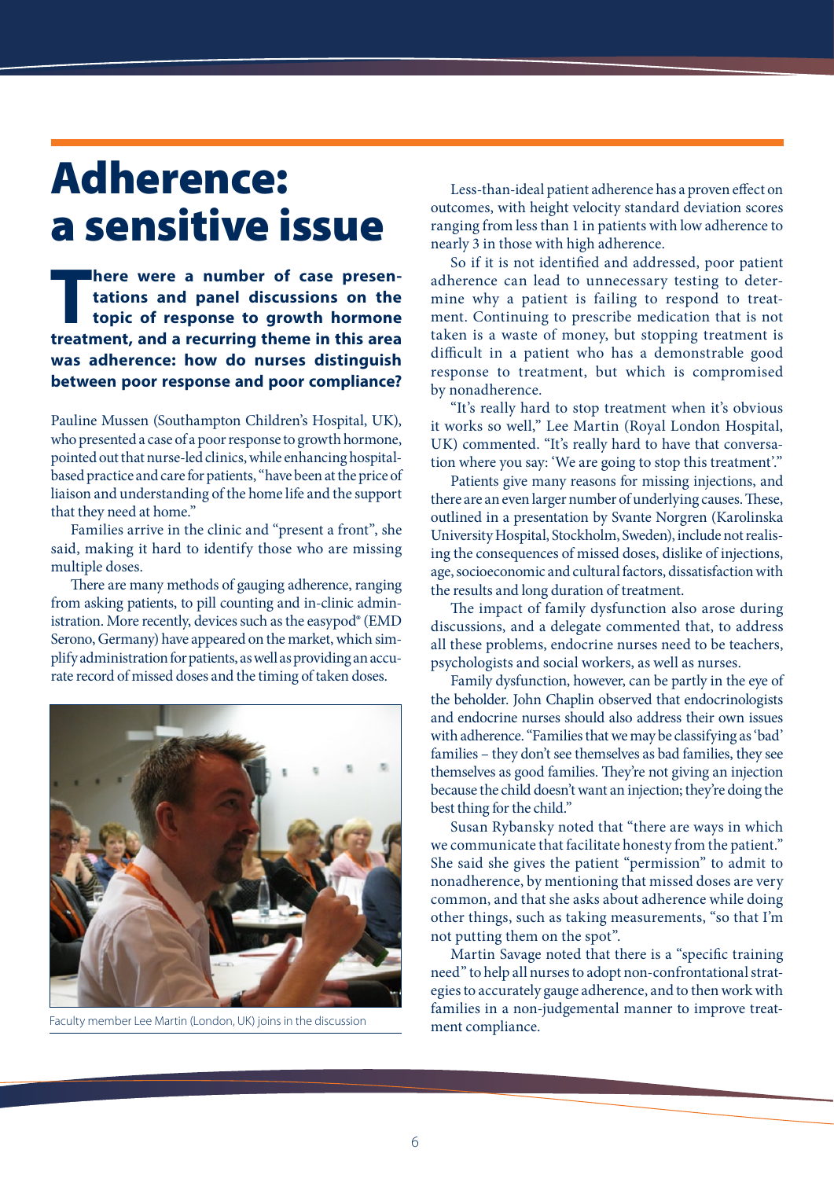# Adherence: a sensitive issue

**There were a number of case presentations and panel discussions on the topic of response to growth hormone treatment, and a recurring theme in this area was adherence: how do nurses distinguish between poor response and poor compliance?**

Pauline Mussen (Southampton Children's Hospital, UK), who presented a case of a poor response to growth hormone, pointed out that nurse-led clinics, while enhancing hospital-based practice and care for patients, "have been at the price of liaison and understanding of the home life and the support that they need at home."

Families arrive in the clinic and "present a front", she said, making it hard to identify those who are missing multiple doses.

There are many methods of gauging adherence, ranging from asking patients, to pill counting and in-clinic administration. More recently, devices such as the easypod® (EMD Serono, Germany) have appeared on the market, which simplify administration for patients, as well as providing an accurate record of missed doses and the timing of taken doses.

Faculty member Lee Martin (London, UK) joins in the discussion

Less-than-ideal patient adherence has a proven effect on outcomes, with height velocity standard deviation scores ranging from less than 1 in patients with low adherence to nearly 3 in those with high adherence.

So if it is not identified and addressed, poor patient adherence can lead to unnecessary testing to determine why a patient is failing to respond to treatment. Continuing to prescribe medication that is not taken is a waste of money, but stopping treatment is difficult in a patient who has a demonstrable good response to treatment, but which is compromised by nonadherence.

"It's really hard to stop treatment when it's obvious it works so well," Lee Martin (Royal London Hospital, UK) commented. "It's really hard to have that conversation where you say: 'We are going to stop this treatment'."

Patients give many reasons for missing injections, and there are an even larger number of underlying causes. These, outlined in a presentation by Svante Norgren (Karolinska University Hospital, Stockholm, Sweden), include not realising the consequences of missed doses, dislike of injections, age, socioeconomic and cultural factors, dissatisfaction with the results and long duration of treatment.

The impact of family dysfunction also arose during discussions, and a delegate commented that, to address all these problems, endocrine nurses need to be teachers, psychologists and social workers, as well as nurses.

Family dysfunction, however, can be partly in the eye of the beholder. John Chaplin observed that endocrinologists and endocrine nurses should also address their own issues with adherence. "Families that we may be classifying as 'bad' families – they don't see themselves as bad families, they see themselves as good families. They're not giving an injection because the child doesn't want an injection; they're doing the best thing for the child."

Susan Rybansky noted that "there are ways in which we communicate that facilitate honesty from the patient." She said she gives the patient "permission" to admit to nonadherence, by mentioning that missed doses are very common, and that she asks about adherence while doing other things, such as taking measurements, "so that I'm not putting them on the spot".

Martin Savage noted that there is a "specific training need" to help all nurses to adopt non-confrontational strategies to accurately gauge adherence, and to then work with families in a non-judgemental manner to improve treatment compliance.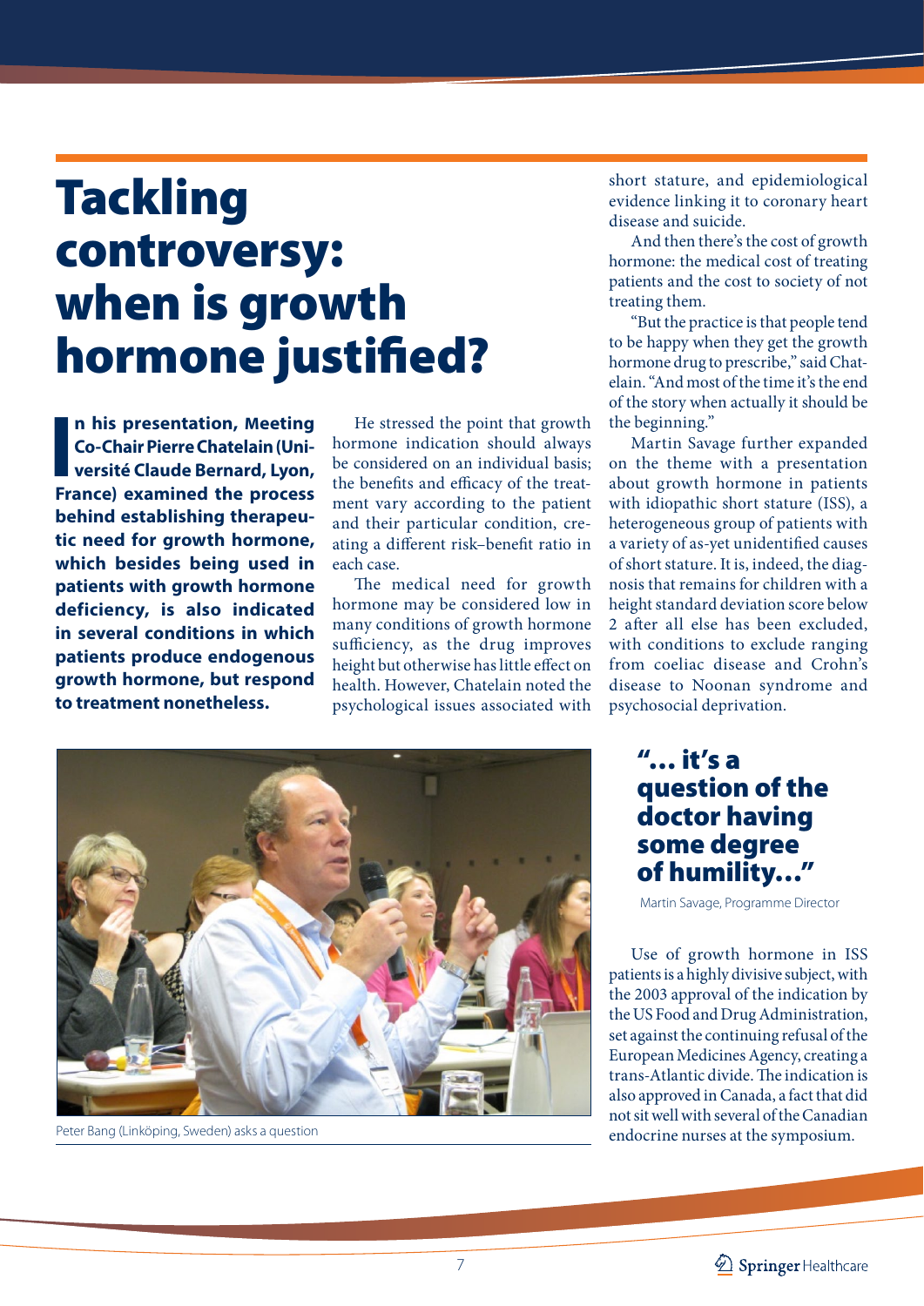# Tackling controversy: when is growth hormone justified?

**In his presentation, Meeting Co-Chair Pierre Chatelain (Université Claude Bernard, Lyon, France) examined the process behind establishing therapeutic need for growth hormone, which besides being used in patients with growth hormone deficiency, is also indicated in several conditions in which patients produce endogenous growth hormone, but respond to treatment nonetheless.**

He stressed the point that growth hormone indication should always be considered on an individual basis; the benefits and efficacy of the treatment vary according to the patient and their particular condition, creating a different risk–benefit ratio in each case.

The medical need for growth hormone may be considered low in many conditions of growth hormone sufficiency, as the drug improves height but otherwise has little effect on health. However, Chatelain noted the psychological issues associated with short stature, and epidemiological evidence linking it to coronary heart disease and suicide.

And then there's the cost of growth hormone: the medical cost of treating patients and the cost to society of not treating them.

"But the practice is that people tend to be happy when they get the growth hormone drug to prescribe," said Chatelain. "And most of the time it's the end of the story when actually it should be the beginning."

Martin Savage further expanded on the theme with a presentation about growth hormone in patients with idiopathic short stature (ISS), a heterogeneous group of patients with a variety of as-yet unidentified causes of short stature. It is, indeed, the diagnosis that remains for children with a height standard deviation score below 2 after all else has been excluded, with conditions to exclude ranging from coeliac disease and Crohn's disease to Noonan syndrome and psychosocial deprivation.

Peter Bang (Linköping, Sweden) asks a question

**"… it's a question of the doctor having some degree of humility…"**

Martin Savage, Programme Director

Use of growth hormone in ISS patients is a highly divisive subject, with the 2003 approval of the indication by the US Food and Drug Administration, set against the continuing refusal of the European Medicines Agency, creating a trans-Atlantic divide. The indication is also approved in Canada, a fact that did not sit well with several of the Canadian endocrine nurses at the symposium.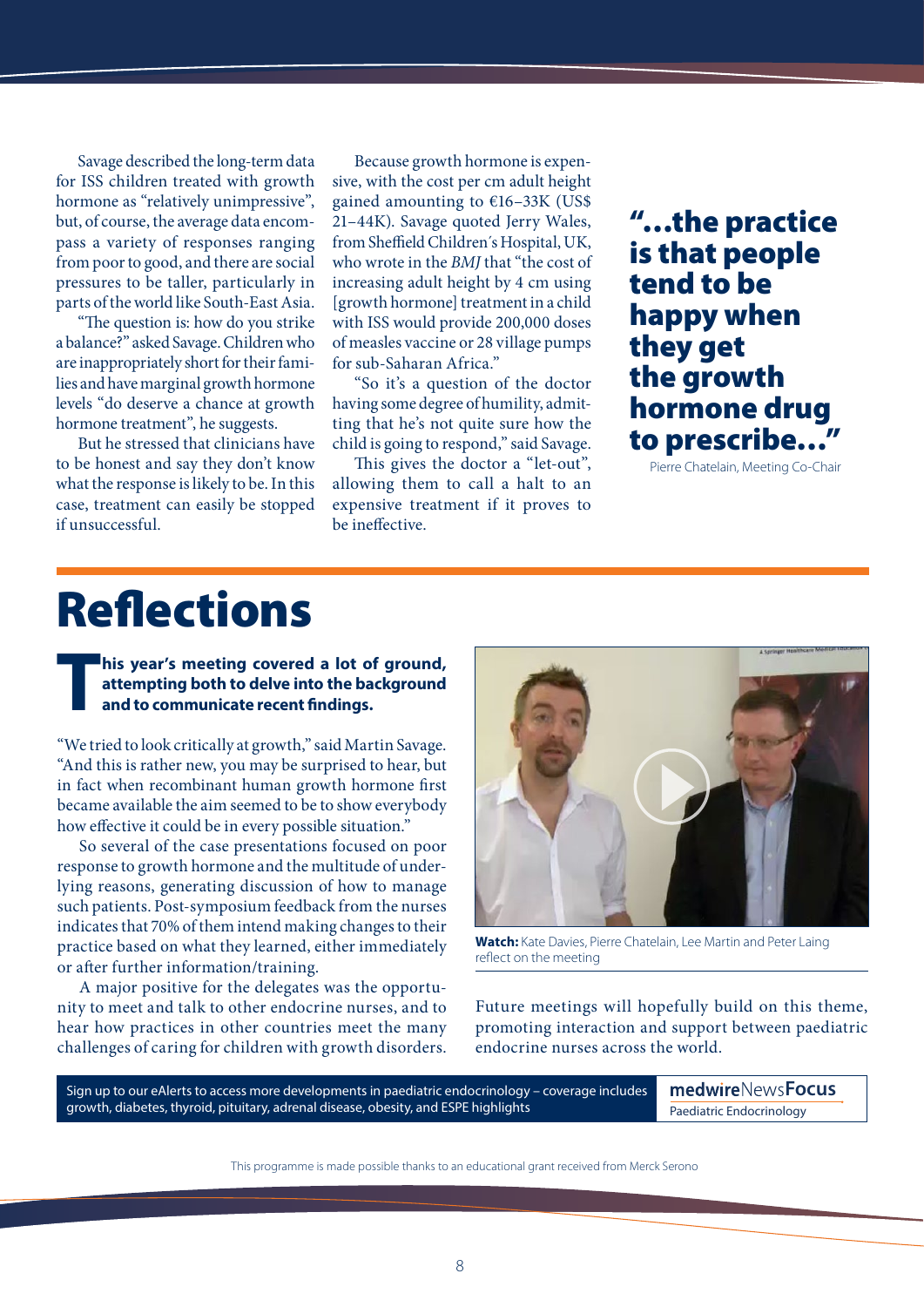Savage described the long-term data for ISS children treated with growth hormone as "relatively unimpressive", but, of course, the average data encompass a variety of responses ranging from poor to good, and there are social pressures to be taller, particularly in parts of the world like South-East Asia.

"The question is: how do you strike a balance?" asked Savage. Children who are inappropriately short for their families and have marginal growth hormone levels "do deserve a chance at growth hormone treatment", he suggests.

But he stressed that clinicians have to be honest and say they don't know what the response is likely to be. In this case, treatment can easily be stopped if unsuccessful.

Because growth hormone is expensive, with the cost per cm adult height gained amounting to €16–33K (US$ 21–44K). Savage quoted Jerry Wales, from Sheffield Children's Hospital, UK, who wrote in the *BMJ* that "the cost of increasing adult height by 4 cm using [growth hormone] treatment in a child with ISS would provide 200,000 doses of measles vaccine or 28 village pumps for sub-Saharan Africa."

"So it's a question of the doctor having some degree of humility, admitting that he's not quite sure how the child is going to respond," said Savage.

This gives the doctor a "let-out", allowing them to call a halt to an expensive treatment if it proves to be ineffective.

**"...the practice is that people tend to be happy when they get the growth hormone drug to prescribe..."**

Pierre Chatelain, Meeting Co-Chair

# Reflections

**This year's meeting covered a lot of ground, attempting both to delve into the background and to communicate recent findings.**

"We tried to look critically at growth," said Martin Savage. "And this is rather new, you may be surprised to hear, but in fact when recombinant human growth hormone first became available the aim seemed to be to show everybody how effective it could be in every possible situation."

So several of the case presentations focused on poor response to growth hormone and the multitude of underlying reasons, generating discussion of how to manage such patients. Post-symposium feedback from the nurses indicates that 70% of them intend making changes to their practice based on what they learned, either immediately or after further information/training.

A major positive for the delegates was the opportunity to meet and talk to other endocrine nurses, and to hear how practices in other countries meet the many challenges of caring for children with growth disorders.

**Watch:** Kate Davies, Pierre Chatelain, Lee Martin and Peter Laing reflect on the meeting

Future meetings will hopefully build on this theme, promoting interaction and support between paediatric endocrine nurses across the world.

Sign up to our eAlerts to access more developments in paediatric endocrinology – coverage includes growth, diabetes, thyroid, pituitary, adrenal disease, obesity, and ESPE highlights

**medwire**News**Focus**
Paediatric Endocrinology

This programme is made possible thanks to an educational grant received from Merck Serono